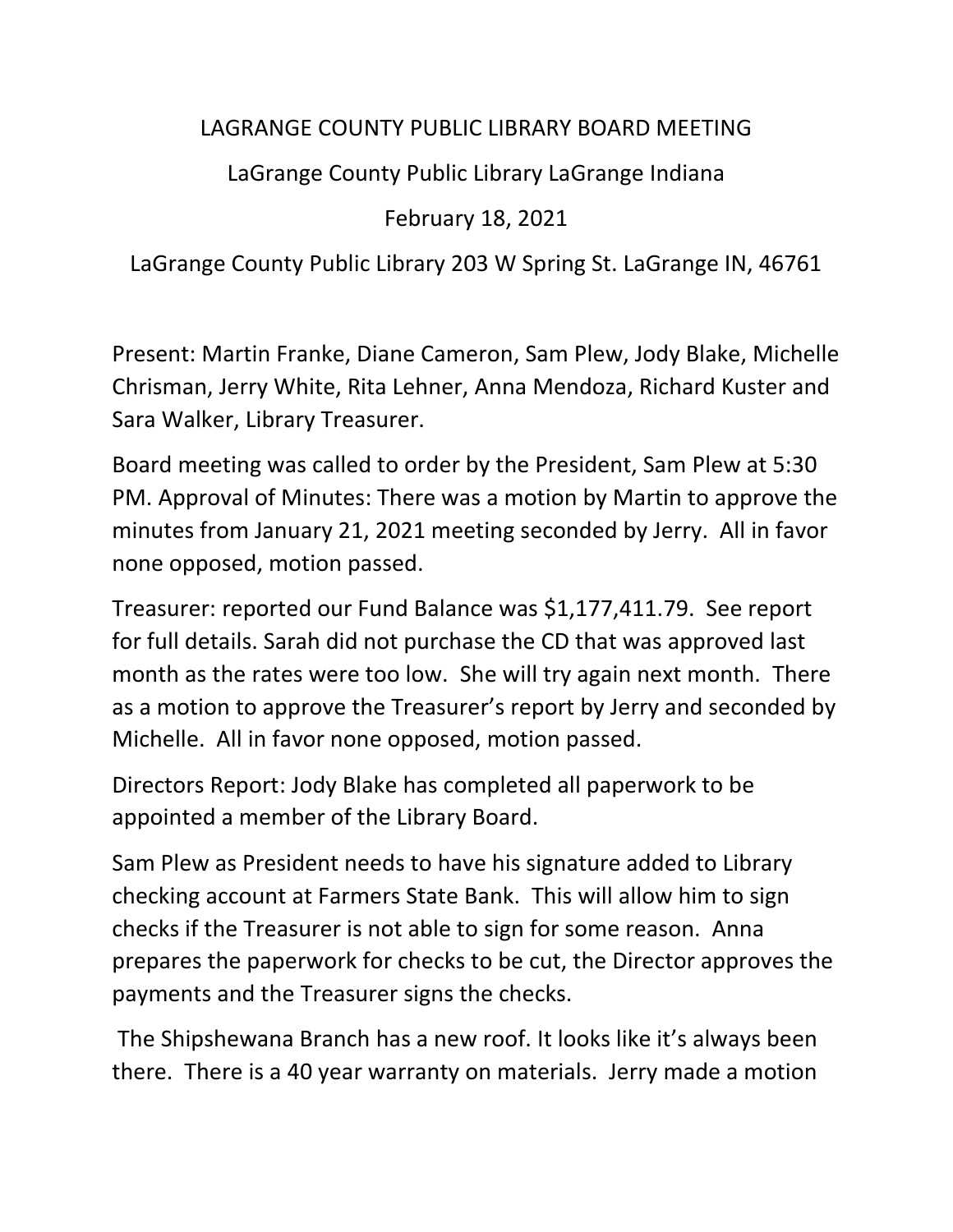# LAGRANGE COUNTY PUBLIC LIBRARY BOARD MEETING

LaGrange County Public Library LaGrange Indiana

February 18, 2021

LaGrange County Public Library 203 W Spring St. LaGrange IN, 46761

Present: Martin Franke, Diane Cameron, Sam Plew, Jody Blake, Michelle Chrisman, Jerry White, Rita Lehner, Anna Mendoza, Richard Kuster and Sara Walker, Library Treasurer.

Board meeting was called to order by the President, Sam Plew at 5:30 PM. Approval of Minutes: There was a motion by Martin to approve the minutes from January 21, 2021 meeting seconded by Jerry. All in favor none opposed, motion passed.

Treasurer: reported our Fund Balance was $1,177,411.79. See report for full details. Sarah did not purchase the CD that was approved last month as the rates were too low. She will try again next month. There as a motion to approve the Treasurer's report by Jerry and seconded by Michelle. All in favor none opposed, motion passed.

Directors Report: Jody Blake has completed all paperwork to be appointed a member of the Library Board.

Sam Plew as President needs to have his signature added to Library checking account at Farmers State Bank. This will allow him to sign checks if the Treasurer is not able to sign for some reason. Anna prepares the paperwork for checks to be cut, the Director approves the payments and the Treasurer signs the checks.

The Shipshewana Branch has a new roof. It looks like it's always been there. There is a 40 year warranty on materials. Jerry made a motion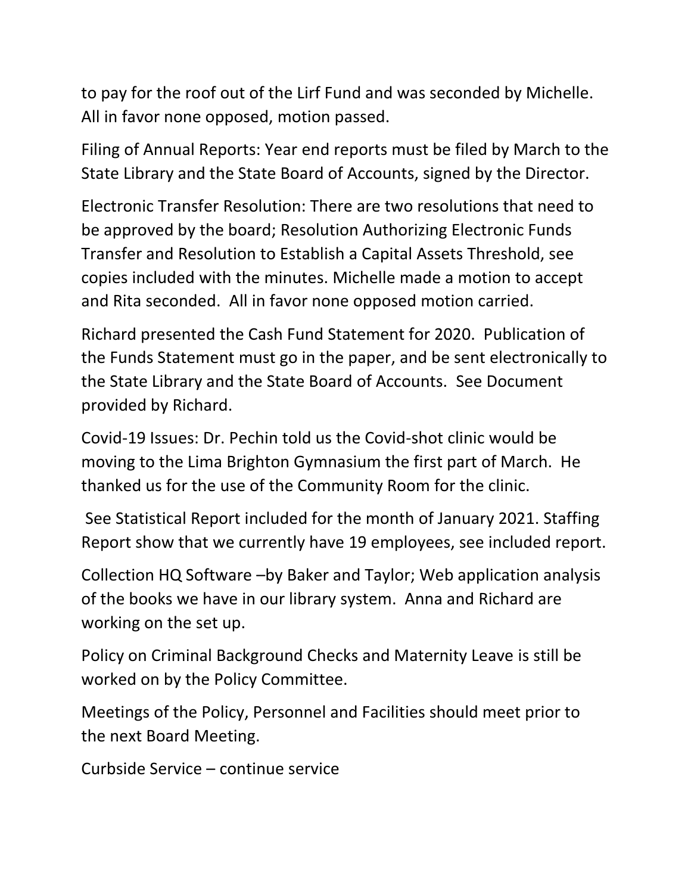to pay for the roof out of the Lirf Fund and was seconded by Michelle. All in favor none opposed, motion passed.

Filing of Annual Reports: Year end reports must be filed by March to the State Library and the State Board of Accounts, signed by the Director.

Electronic Transfer Resolution: There are two resolutions that need to be approved by the board; Resolution Authorizing Electronic Funds Transfer and Resolution to Establish a Capital Assets Threshold, see copies included with the minutes. Michelle made a motion to accept and Rita seconded. All in favor none opposed motion carried.

Richard presented the Cash Fund Statement for 2020. Publication of the Funds Statement must go in the paper, and be sent electronically to the State Library and the State Board of Accounts. See Document provided by Richard.

Covid-19 Issues: Dr. Pechin told us the Covid-shot clinic would be moving to the Lima Brighton Gymnasium the first part of March. He thanked us for the use of the Community Room for the clinic.

See Statistical Report included for the month of January 2021. Staffing Report show that we currently have 19 employees, see included report.

Collection HQ Software –by Baker and Taylor; Web application analysis of the books we have in our library system. Anna and Richard are working on the set up.

Policy on Criminal Background Checks and Maternity Leave is still be worked on by the Policy Committee.

Meetings of the Policy, Personnel and Facilities should meet prior to the next Board Meeting.

Curbside Service – continue service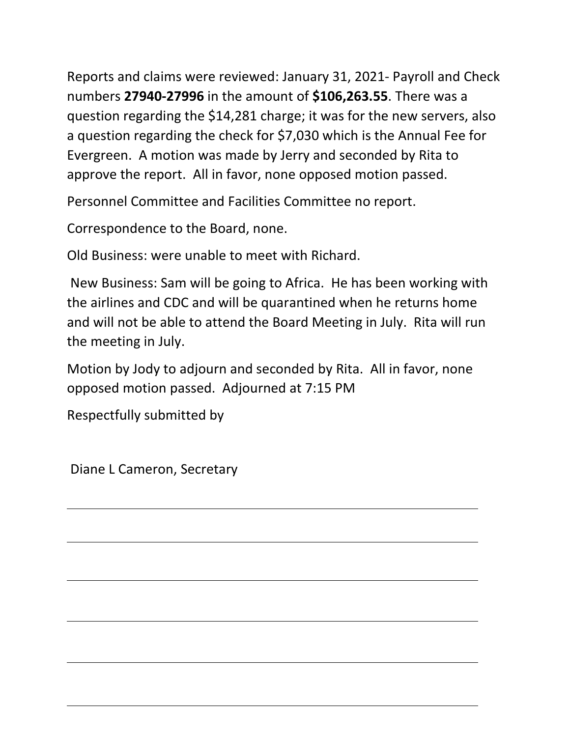Reports and claims were reviewed: January 31, 2021- Payroll and Check numbers **27940-27996** in the amount of **$106,263.55**. There was a question regarding the $14,281 charge; it was for the new servers, also a question regarding the check for $7,030 which is the Annual Fee for Evergreen. A motion was made by Jerry and seconded by Rita to approve the report. All in favor, none opposed motion passed.

Personnel Committee and Facilities Committee no report.

Correspondence to the Board, none.

Old Business: were unable to meet with Richard.

New Business: Sam will be going to Africa. He has been working with the airlines and CDC and will be quarantined when he returns home and will not be able to attend the Board Meeting in July. Rita will run the meeting in July.

Motion by Jody to adjourn and seconded by Rita. All in favor, none opposed motion passed. Adjourned at 7:15 PM

Respectfully submitted by

Diane L Cameron, Secretary